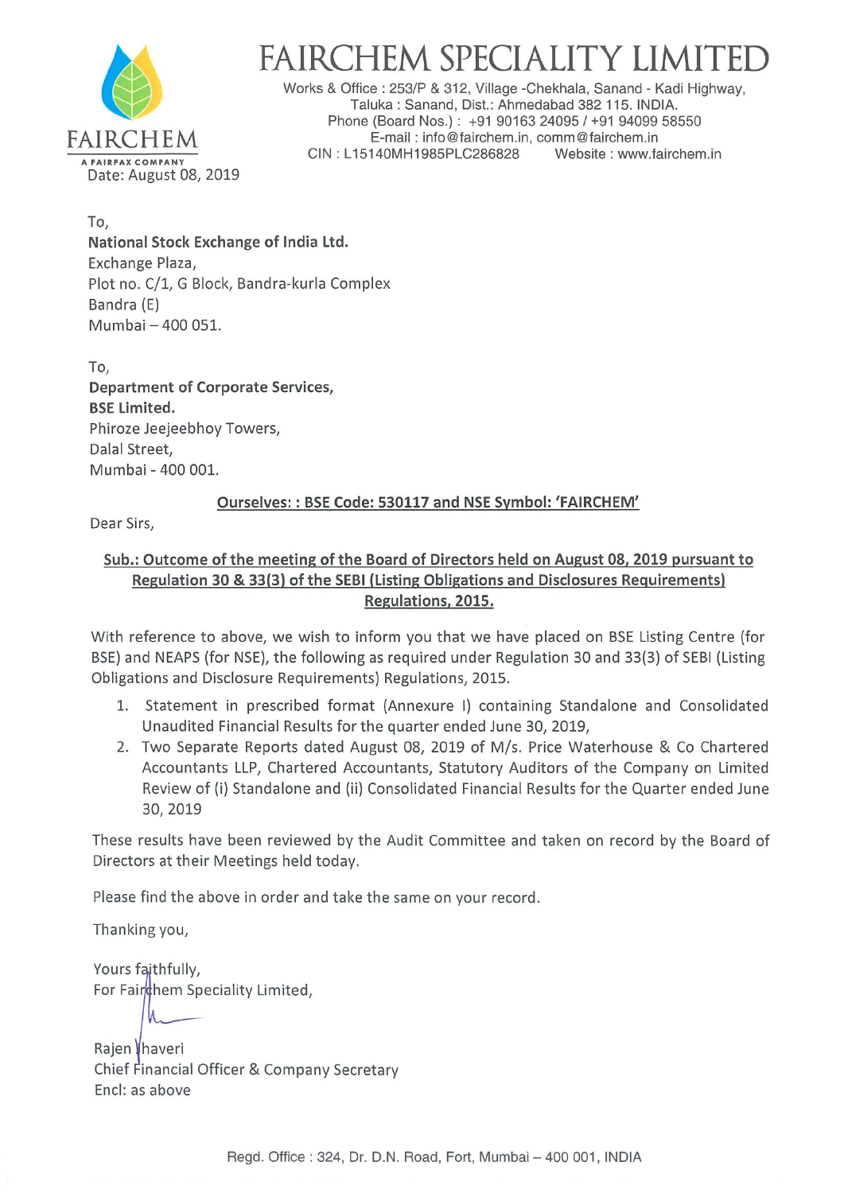# FAIRCHEM SPECIALITY LIMITED

Works & Office : 253/P & 312, Village -Chekhala, Sanand - Kadi Highway,
Taluka : Sanand, Dist.: Ahmedabad 382 115. INDIA.
Phone (Board Nos.) : +91 90163 24095 / +91 94099 58550
E-mail : info@fairchem.in, comm@fairchem.in
CIN : L15140MH1985PLC286828 Website : www.fairchem.in

FAIRCHEM
A FAIRFAX COMPANY

Date: August 08, 2019

To,
**National Stock Exchange of India Ltd.**
Exchange Plaza,
Plot no. C/1, G Block, Bandra-kurla Complex
Bandra (E)
Mumbai – 400 051.

To,
**Department of Corporate Services,**
**BSE Limited.**
Phiroze Jeejeebhoy Towers,
Dalal Street,
Mumbai - 400 001.

**Ourselves: : BSE Code: 530117 and NSE Symbol: 'FAIRCHEM'**

Dear Sirs,

**Sub.: Outcome of the meeting of the Board of Directors held on August 08, 2019 pursuant to Regulation 30 & 33(3) of the SEBI (Listing Obligations and Disclosures Requirements) Regulations, 2015.**

With reference to above, we wish to inform you that we have placed on BSE Listing Centre (for BSE) and NEAPS (for NSE), the following as required under Regulation 30 and 33(3) of SEBI (Listing Obligations and Disclosure Requirements) Regulations, 2015.

1. Statement in prescribed format (Annexure I) containing Standalone and Consolidated Unaudited Financial Results for the quarter ended June 30, 2019,
2. Two Separate Reports dated August 08, 2019 of M/s. Price Waterhouse & Co Chartered Accountants LLP, Chartered Accountants, Statutory Auditors of the Company on Limited Review of (i) Standalone and (ii) Consolidated Financial Results for the Quarter ended June 30, 2019

These results have been reviewed by the Audit Committee and taken on record by the Board of Directors at their Meetings held today.

Please find the above in order and take the same on your record.

Thanking you,

Yours faithfully,
For Fairchem Speciality Limited,

Rajen Jhaveri
Chief Financial Officer & Company Secretary
Encl: as above

Regd. Office : 324, Dr. D.N. Road, Fort, Mumbai – 400 001, INDIA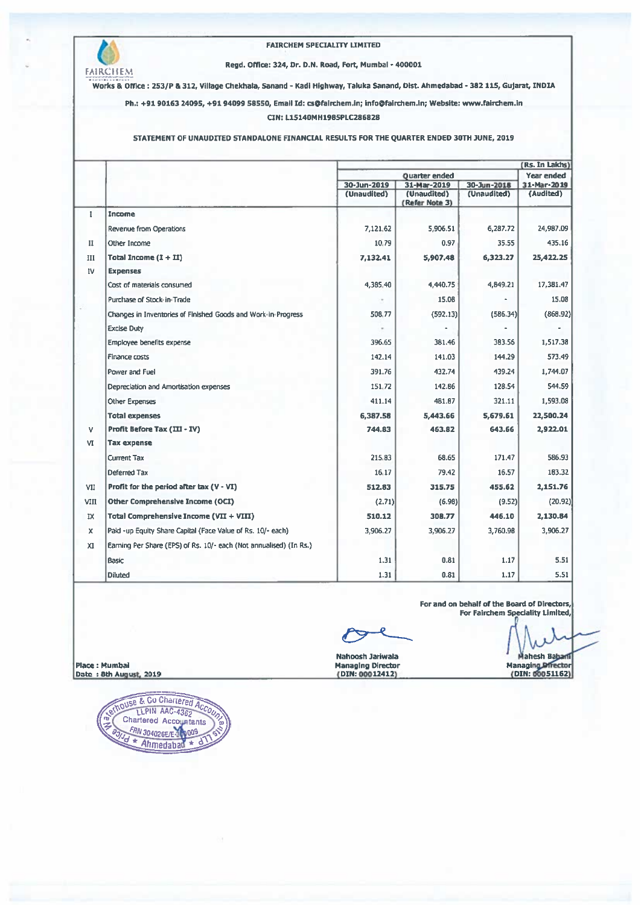FAIRCHEM

**FAIRCHEM SPECIALITY LIMITED**

**Regd. Office: 324, Dr. D.N. Road, Fort, Mumbai - 400001**

**Works & Office : 253/P & 312, Village Chekhala, Sanand - Kadi Highway, Taluka Sanand, Dist. Ahmedabad - 382 115, Gujarat, INDIA**

**Ph.: +91 90163 24095, +91 94099 58550, Email Id: cs@fairchem.in; info@fairchem.in; Website: www.fairchem.in**

**CIN: L15140MH1985PLC286828**

**STATEMENT OF UNAUDITED STANDALONE FINANCIAL RESULTS FOR THE QUARTER ENDED 30TH JUNE, 2019**

(Rs. In Lakhs)

| | | Quarter ended | | | Year ended |
|---|---|---|---|---|---|
| | | 30-Jun-2019 (Unaudited) | 31-Mar-2019 (Unaudited) (Refer Note 3) | 30-Jun-2018 (Unaudited) | 31-Mar-2019 (Audited) |
| I | **Income** | | | | |
| | Revenue from Operations | 7,121.62 | 5,906.51 | 6,287.72 | 24,987.09 |
| II | Other Income | 10.79 | 0.97 | 35.55 | 435.16 |
| III | **Total Income (I + II)** | **7,132.41** | **5,907.48** | **6,323.27** | **25,422.25** |
| IV | **Expenses** | | | | |
| | Cost of materials consumed | 4,385.40 | 4,440.75 | 4,849.21 | 17,381.47 |
| | Purchase of Stock-in-Trade | - | 15.08 | - | 15.08 |
| | Changes in Inventories of Finished Goods and Work-in-Progress | 508.77 | (592.13) | (586.34) | (868.92) |
| | Excise Duty | - | - | - | - |
| | Employee benefits expense | 396.65 | 381.46 | 383.56 | 1,517.38 |
| | Finance costs | 142.14 | 141.03 | 144.29 | 573.49 |
| | Power and Fuel | 391.76 | 432.74 | 439.24 | 1,744.07 |
| | Depreciation and Amortisation expenses | 151.72 | 142.86 | 128.54 | 544.59 |
| | Other Expenses | 411.14 | 481.87 | 321.11 | 1,593.08 |
| | **Total expenses** | **6,387.58** | **5,443.66** | **5,679.61** | **22,500.24** |
| V | **Profit Before Tax (III - IV)** | **744.83** | **463.82** | **643.66** | **2,922.01** |
| VI | **Tax expense** | | | | |
| | Current Tax | 215.83 | 68.65 | 171.47 | 586.93 |
| | Deferred Tax | 16.17 | 79.42 | 16.57 | 183.32 |
| VII | **Profit for the period after tax (V - VI)** | **512.83** | **315.75** | **455.62** | **2,151.76** |
| VIII | **Other Comprehensive Income (OCI)** | (2.71) | (6.98) | (9.52) | (20.92) |
| IX | **Total Comprehensive Income (VII + VIII)** | **510.12** | **308.77** | **446.10** | **2,130.84** |
| X | Paid -up Equity Share Capital (Face Value of Rs. 10/- each) | 3,906.27 | 3,906.27 | 3,760.98 | 3,906.27 |
| XI | Earning Per Share (EPS) of Rs. 10/- each (Not annualised) (In Rs.) | | | | |
| | Basic | 1.31 | 0.81 | 1.17 | 5.51 |
| | Diluted | 1.31 | 0.81 | 1.17 | 5.51 |

**For and on behalf of the Board of Directors,**
**For Fairchem Speciality Limited,**

**Place : Mumbai**
**Date : 8th August, 2019**

**Nahoosh Jariwala**
**Managing Director**
**(DIN: 00012412)**

**Mahesh Babani**
**Managing Director**
**(DIN: 00051162)**

Price Waterhouse & Co Chartered Accountants LLP
LLPIN AAC-4362
Chartered Accountants
FRN 304026E/E-300009
Ahmedabad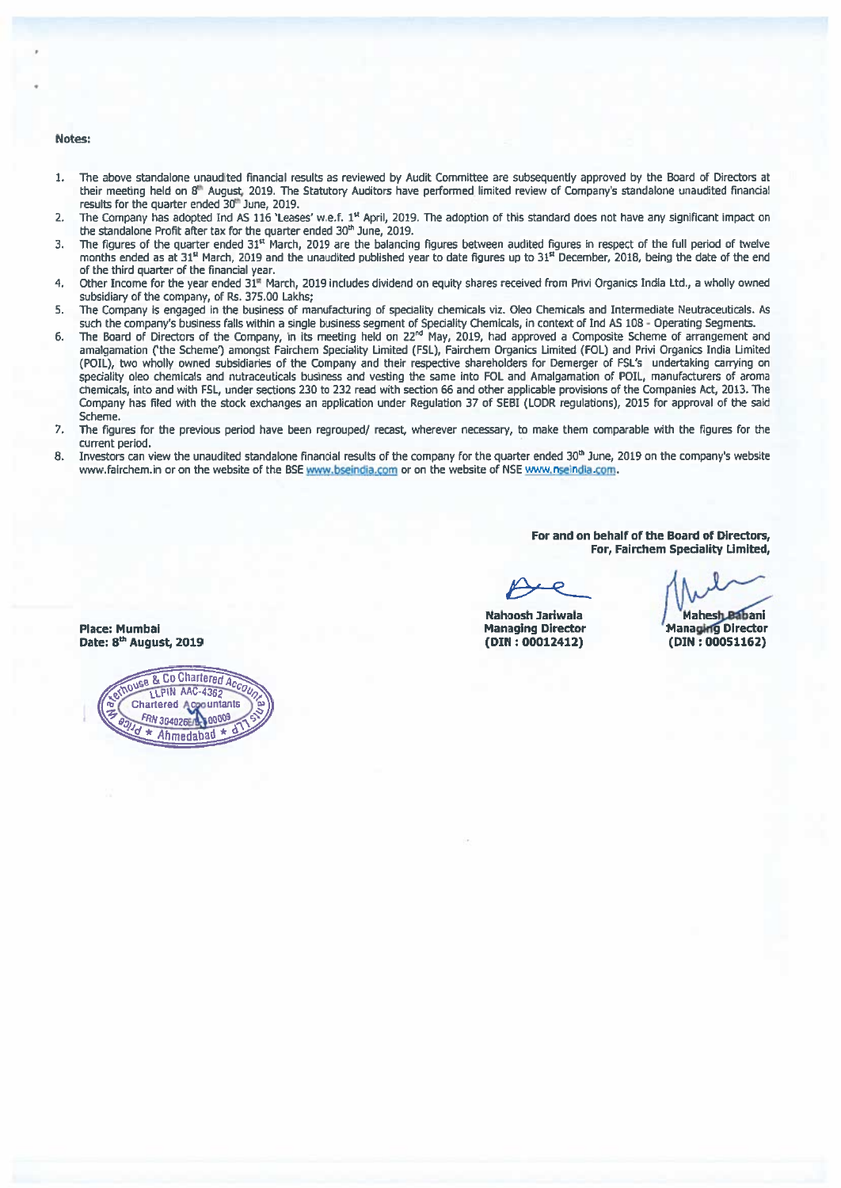**Notes:**

1. The above standalone unaudited financial results as reviewed by Audit Committee are subsequently approved by the Board of Directors at their meeting held on 8th August, 2019. The Statutory Auditors have performed limited review of Company's standalone unaudited financial results for the quarter ended 30th June, 2019.
2. The Company has adopted Ind AS 116 'Leases' w.e.f. 1st April, 2019. The adoption of this standard does not have any significant impact on the standalone Profit after tax for the quarter ended 30th June, 2019.
3. The figures of the quarter ended 31st March, 2019 are the balancing figures between audited figures in respect of the full period of twelve months ended as at 31st March, 2019 and the unaudited published year to date figures up to 31st December, 2018, being the date of the end of the third quarter of the financial year.
4. Other Income for the year ended 31st March, 2019 includes dividend on equity shares received from Privi Organics India Ltd., a wholly owned subsidiary of the company, of Rs. 375.00 Lakhs;
5. The Company is engaged in the business of manufacturing of speciality chemicals viz. Oleo Chemicals and Intermediate Neutraceuticals. As such the company's business falls within a single business segment of Speciality Chemicals, in context of Ind AS 108 - Operating Segments.
6. The Board of Directors of the Company, in its meeting held on 22nd May, 2019, had approved a Composite Scheme of arrangement and amalgamation ('the Scheme') amongst Fairchem Speciality Limited (FSL), Fairchem Organics Limited (FOL) and Privi Organics India Limited (POIL), two wholly owned subsidiaries of the Company and their respective shareholders for Demerger of FSL's undertaking carrying on speciality oleo chemicals and nutraceuticals business and vesting the same into FOL and Amalgamation of POIL, manufacturers of aroma chemicals, into and with FSL, under sections 230 to 232 read with section 66 and other applicable provisions of the Companies Act, 2013. The Company has filed with the stock exchanges an application under Regulation 37 of SEBI (LODR regulations), 2015 for approval of the said Scheme.
7. The figures for the previous period have been regrouped/ recast, wherever necessary, to make them comparable with the figures for the current period.
8. Investors can view the unaudited standalone financial results of the company for the quarter ended 30th June, 2019 on the company's website www.fairchem.in or on the website of the BSE www.bseindia.com or on the website of NSE www.nseindia.com.

**For and on behalf of the Board of Directors,**
**For, Fairchem Speciality Limited,**

| | |
|---|---|
| **Nahoosh Jariwala** | **Mahesh Babani** |
| **Managing Director** | **Managing Director** |
| **(DIN : 00012412)** | **(DIN : 00051162)** |

**Place: Mumbai**
**Date: 8th August, 2019**

Price Waterhouse & Co Chartered Accountants LLP
LLPIN AAC-4362
Chartered Accountants
FRN 304026E/E300009
Ahmedabad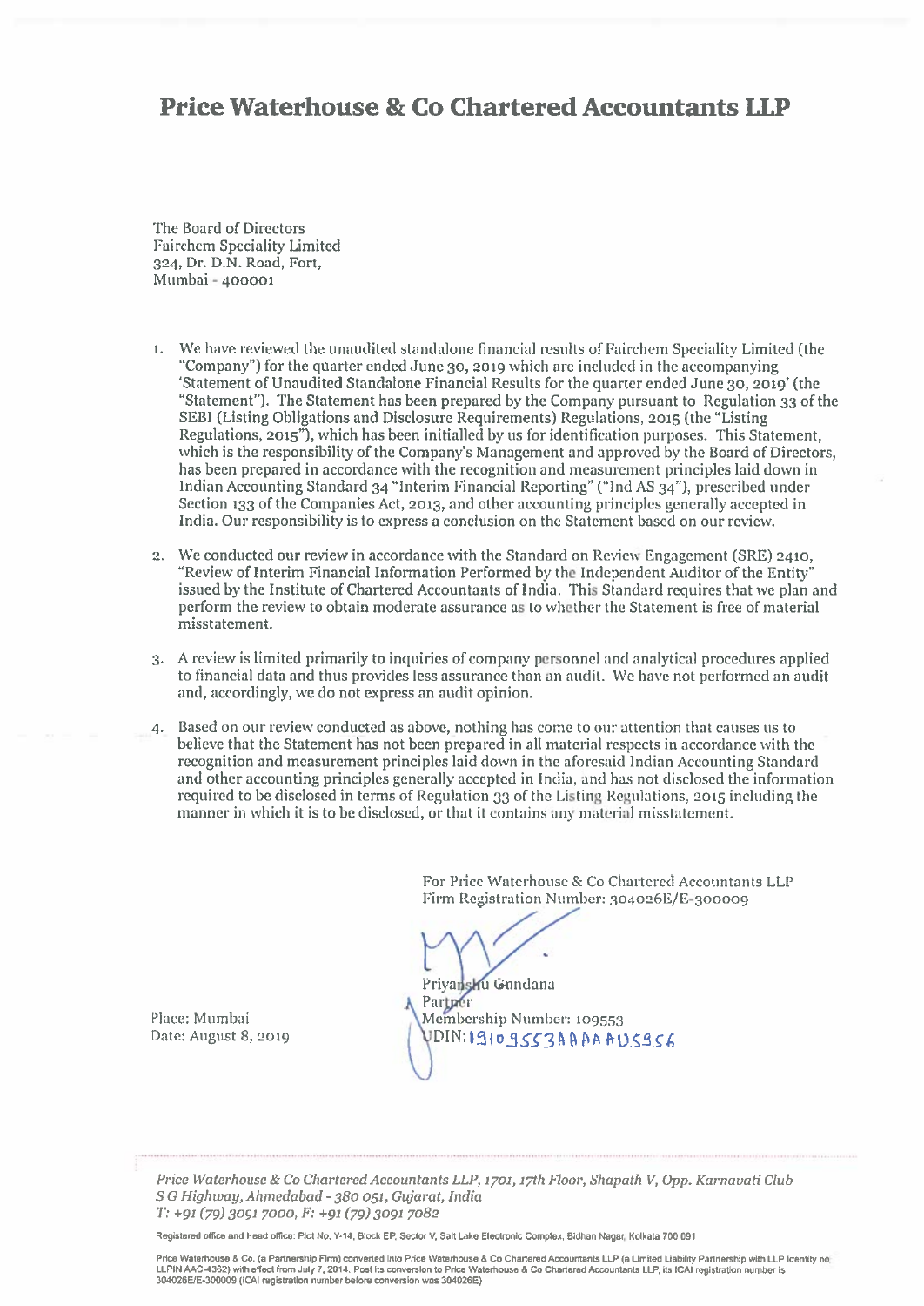# Price Waterhouse & Co Chartered Accountants LLP

The Board of Directors
Fairchem Speciality Limited
324, Dr. D.N. Road, Fort,
Mumbai - 400001

1. We have reviewed the unaudited standalone financial results of Fairchem Speciality Limited (the "Company") for the quarter ended June 30, 2019 which are included in the accompanying 'Statement of Unaudited Standalone Financial Results for the quarter ended June 30, 2019' (the "Statement"). The Statement has been prepared by the Company pursuant to Regulation 33 of the SEBI (Listing Obligations and Disclosure Requirements) Regulations, 2015 (the "Listing Regulations, 2015"), which has been initialled by us for identification purposes. This Statement, which is the responsibility of the Company's Management and approved by the Board of Directors, has been prepared in accordance with the recognition and measurement principles laid down in Indian Accounting Standard 34 "Interim Financial Reporting" ("Ind AS 34"), prescribed under Section 133 of the Companies Act, 2013, and other accounting principles generally accepted in India. Our responsibility is to express a conclusion on the Statement based on our review.

2. We conducted our review in accordance with the Standard on Review Engagement (SRE) 2410, "Review of Interim Financial Information Performed by the Independent Auditor of the Entity" issued by the Institute of Chartered Accountants of India. This Standard requires that we plan and perform the review to obtain moderate assurance as to whether the Statement is free of material misstatement.

3. A review is limited primarily to inquiries of company personnel and analytical procedures applied to financial data and thus provides less assurance than an audit. We have not performed an audit and, accordingly, we do not express an audit opinion.

4. Based on our review conducted as above, nothing has come to our attention that causes us to believe that the Statement has not been prepared in all material respects in accordance with the recognition and measurement principles laid down in the aforesaid Indian Accounting Standard and other accounting principles generally accepted in India, and has not disclosed the information required to be disclosed in terms of Regulation 33 of the Listing Regulations, 2015 including the manner in which it is to be disclosed, or that it contains any material misstatement.

For Price Waterhouse & Co Chartered Accountants LLP
Firm Registration Number: 304026E/E-300009

Priyanshu Gundana
Partner
Membership Number: 109553
UDIN: 19109553AAAAAU5956

Place: Mumbai
Date: August 8, 2019

*Price Waterhouse & Co Chartered Accountants LLP, 1701, 17th Floor, Shapath V, Opp. Karnavati Club S G Highway, Ahmedabad - 380 051, Gujarat, India*
*T: +91 (79) 3091 7000, F: +91 (79) 3091 7082*

Registered office and Head office: Plot No. Y-14, Block EP, Sector V, Salt Lake Electronic Complex, Bidhan Nagar, Kolkata 700 091

Price Waterhouse & Co. (a Partnership Firm) converted into Price Waterhouse & Co Chartered Accountants LLP (a Limited Liability Partnership with LLP identity no: LLPIN AAC-4362) with effect from July 7, 2014. Post its conversion to Price Waterhouse & Co Chartered Accountants LLP, its ICAI registration number is 304026E/E-300009 (ICAI registration number before conversion was 304026E)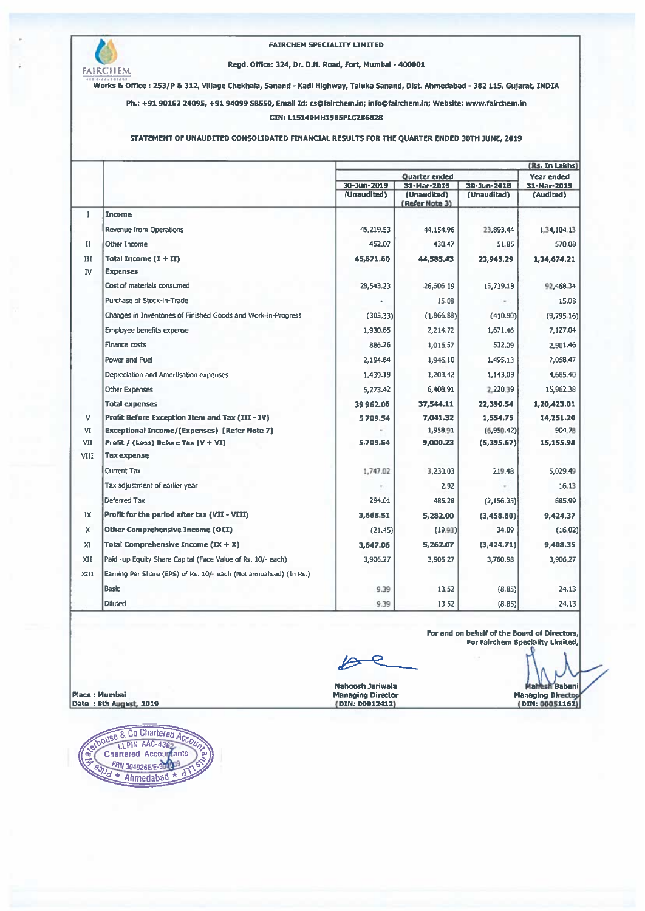**FAIRCHEM SPECIALITY LIMITED**

Regd. Office: 324, Dr. D.N. Road, Fort, Mumbai - 400001

Works & Office : 253/P & 312, Village Chekhala, Sanand - Kadi Highway, Taluka Sanand, Dist. Ahmedabad - 382 115, Gujarat, INDIA

Ph.: +91 90163 24095, +91 94099 58550, Email Id: cs@fairchem.in; info@fairchem.in; Website: www.fairchem.in

CIN: L15140MH1985PLC286828

**STATEMENT OF UNAUDITED CONSOLIDATED FINANCIAL RESULTS FOR THE QUARTER ENDED 30TH JUNE, 2019**

(Rs. In Lakhs)

| | | Quarter ended | | | Year ended |
|---|---|---|---|---|---|
| | | 30-Jun-2019 (Unaudited) | 31-Mar-2019 (Unaudited) (Refer Note 3) | 30-Jun-2018 (Unaudited) | 31-Mar-2019 (Audited) |
| I | **Income** | | | | |
| | Revenue from Operations | 45,219.53 | 44,154.96 | 23,893.44 | 1,34,104.13 |
| II | Other Income | 452.07 | 430.47 | 51.85 | 570.08 |
| III | **Total Income (I + II)** | **45,671.60** | **44,585.43** | **23,945.29** | **1,34,674.21** |
| IV | **Expenses** | | | | |
| | Cost of materials consumed | 28,543.23 | 26,606.19 | 15,739.18 | 92,468.34 |
| | Purchase of Stock-in-Trade | - | 15.08 | - | 15.08 |
| | Changes in Inventories of Finished Goods and Work-in-Progress | (305.33) | (1,866.88) | (410.80) | (9,795.16) |
| | Employee benefits expense | 1,930.65 | 2,214.72 | 1,671.46 | 7,127.04 |
| | Finance costs | 886.26 | 1,016.57 | 532.99 | 2,901.46 |
| | Power and Fuel | 2,194.64 | 1,946.10 | 1,495.13 | 7,058.47 |
| | Depreciation and Amortisation expenses | 1,439.19 | 1,203.42 | 1,143.09 | 4,685.40 |
| | Other Expenses | 5,273.42 | 6,408.91 | 2,220.39 | 15,962.38 |
| | **Total expenses** | **39,962.06** | **37,544.11** | **22,390.54** | **1,20,423.01** |
| V | **Profit Before Exception Item and Tax (III - IV)** | **5,709.54** | **7,041.32** | **1,554.75** | **14,251.20** |
| VI | **Exceptional Income/(Expenses) [Refer Note 7]** | - | 1,958.91 | (6,950.42) | 904.78 |
| VII | **Profit / (Loss) Before Tax [V + VI]** | **5,709.54** | **9,000.23** | **(5,395.67)** | **15,155.98** |
| VIII | **Tax expense** | | | | |
| | Current Tax | 1,747.02 | 3,230.03 | 219.48 | 5,029.49 |
| | Tax adjustment of earlier year | - | 2.92 | - | 16.13 |
| | Deferred Tax | 294.01 | 485.28 | (2,156.35) | 685.99 |
| IX | **Profit for the period after tax (VII - VIII)** | **3,668.51** | **5,282.00** | **(3,458.80)** | **9,424.37** |
| X | **Other Comprehensive Income (OCI)** | (21.45) | (19.93) | 34.09 | (16.02) |
| XI | **Total Comprehensive Income (IX + X)** | **3,647.06** | **5,262.07** | **(3,424.71)** | **9,408.35** |
| XII | Paid -up Equity Share Capital (Face Value of Rs. 10/- each) | 3,906.27 | 3,906.27 | 3,760.98 | 3,906.27 |
| XIII | Earning Per Share (EPS) of Rs. 10/- each (Not annualised) (In Rs.) | | | | |
| | Basic | 9.39 | 13.52 | (8.85) | 24.13 |
| | Diluted | 9.39 | 13.52 | (8.85) | 24.13 |

For and on behalf of the Board of Directors,
For Fairchem Speciality Limited,

Place : Mumbai
Date : 8th August, 2019

Nahoosh Jariwala
Managing Director
(DIN: 00012412)

Mahesh Babani
Managing Director
(DIN: 00051162)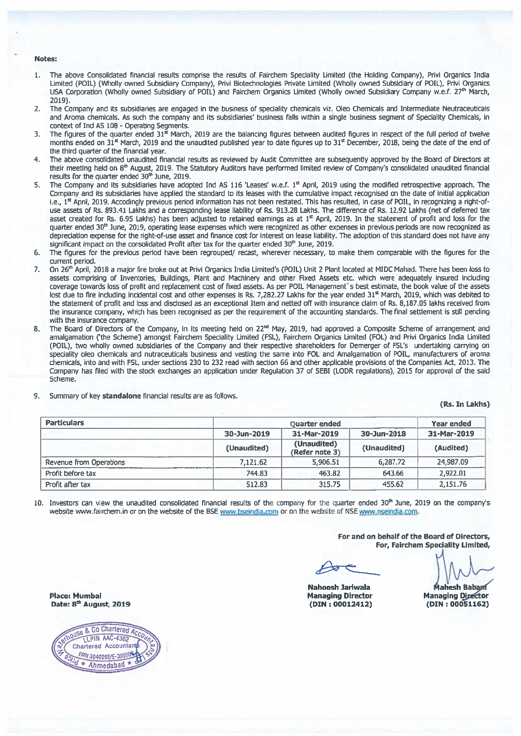**Notes:**

1. The above Consolidated financial results comprise the results of Fairchem Speciality Limited (the Holding Company), Privi Organics India Limited (POIL) (Wholly owned Subsidiary Company), Privi Biotechnologies Private Limited (Wholly owned Subsidiary of POIL), Privi Organics USA Corporation (Wholly owned Subsidiary of POIL) and Fairchem Organics Limited (Wholly owned Subsidiary Company w.e.f. 27th March, 2019).
2. The Company and its subsidiaries are engaged in the business of speciality chemicals viz. Oleo Chemicals and Intermediate Neutraceuticals and Aroma chemicals. As such the company and its subsidiaries' business falls within a single business segment of Speciality Chemicals, in context of Ind AS 108 - Operating Segments.
3. The figures of the quarter ended 31st March, 2019 are the balancing figures between audited figures in respect of the full period of twelve months ended on 31st March, 2019 and the unaudited published year to date figures up to 31st December, 2018, being the date of the end of the third quarter of the financial year.
4. The above consolidated unaudited financial results as reviewed by Audit Committee are subsequently approved by the Board of Directors at their meeting held on 8th August, 2019. The Statutory Auditors have performed limited review of Company's consolidated unaudited financial results for the quarter ended 30th June, 2019.
5. The Company and its subsidiaries have adopted Ind AS 116 'Leases' w.e.f. 1st April, 2019 using the modified retrospective approach. The Company and its subsidiaries have applied the standard to its leases with the cumulative impact recognised on the date of initial application i.e., 1st April, 2019. Accodingly previous period information has not been restated. This has resulted, in case of POIL, in recognizing a right-of-use assets of Rs. 893.41 Lakhs and a corresponding lease liability of Rs. 913.28 Lakhs. The difference of Rs. 12.92 Lakhs (net of deferred tax asset created for Rs. 6.95 Lakhs) has been adjusted to retained earnings as at 1st April, 2019. In the statement of profit and loss for the quarter ended 30th June, 2019, operating lease expenses which were recognized as other expenses in previous periods are now recognized as depreciation expense for the right-of-use asset and finance cost for interest on lease liability. The adoption of this standard does not have any significant impact on the consolidated Profit after tax for the quarter ended 30th June, 2019.
6. The figures for the previous period have been regrouped/ recast, wherever necessary, to make them comparable with the figures for the current period.
7. On 26th April, 2018 a major fire broke out at Privi Organics India Limited's (POIL) Unit 2 Plant located at MIDC Mahad. There has been loss to assets comprising of Inventories, Buildings, Plant and Machinery and other Fixed Assets etc. which were adequately insured including coverage towards loss of profit and replacement cost of fixed assets. As per POIL Management`s best estimate, the book value of the assets lost due to fire including incidental cost and other expenses is Rs. 7,282.27 Lakhs for the year ended 31st March, 2019, which was debited to the statement of profit and loss and disclosed as an exceptional Item and netted off with insurance claim of Rs. 8,187.05 lakhs received from the insurance company, which has been recognised as per the requirement of the accounting standards. The final settlement is still pending with the insurance company.
8. The Board of Directors of the Company, in its meeting held on 22nd May, 2019, had approved a Composite Scheme of arrangement and amalgamation ('the Scheme') amongst Fairchem Speciality Limited (FSL), Fairchem Organics Limited (FOL) and Privi Organics India Limited (POIL), two wholly owned subsidiaries of the Company and their respective shareholders for Demerger of FSL's undertaking carrying on speciality oleo chemicals and nutraceuticals business and vesting the same into FOL and Amalgamation of POIL, manufacturers of aroma chemicals, into and with FSL, under sections 230 to 232 read with section 66 and other applicable provisions of the Companies Act, 2013. The Company has filed with the stock exchanges an application under Regulation 37 of SEBI (LODR regulations), 2015 for approval of the said Scheme.
9. Summary of key **standalone** financial results are as follows.

**(Rs. In Lakhs)**

| Particulars | Quarter ended | | | Year ended |
|---|---|---|---|---|
| | 30-Jun-2019 | 31-Mar-2019 | 30-Jun-2018 | 31-Mar-2019 |
| | (Unaudited) | (Unaudited) (Refer note 3) | (Unaudited) | (Audited) |
| Revenue from Operations | 7,121.62 | 5,906.51 | 6,287.72 | 24,987.09 |
| Profit before tax | 744.83 | 463.82 | 643.66 | 2,922.01 |
| Profit after tax | 512.83 | 315.75 | 455.62 | 2,151.76 |

10. Investors can view the unaudited consolidated financial results of the company for the quarter ended 30th June, 2019 on the company's website www.fairchem.in or on the website of the BSE www.bseindia.com or on the website of NSE www.nseindia.com.

**For and on behalf of the Board of Directors,**
**For, Fairchem Speciality Limited,**

**Nahoosh Jariwala**
**Managing Director**
**(DIN : 00012412)**

**Mahesh Babani**
**Managing Director**
**(DIN : 00051162)**

**Place: Mumbai**
**Date: 8th August, 2019**

Price Waterhouse & Co Chartered Accountants LLP
LLPIN AAC-4362
Chartered Accountants
FRN 304026E/E-300009
Ahmedabad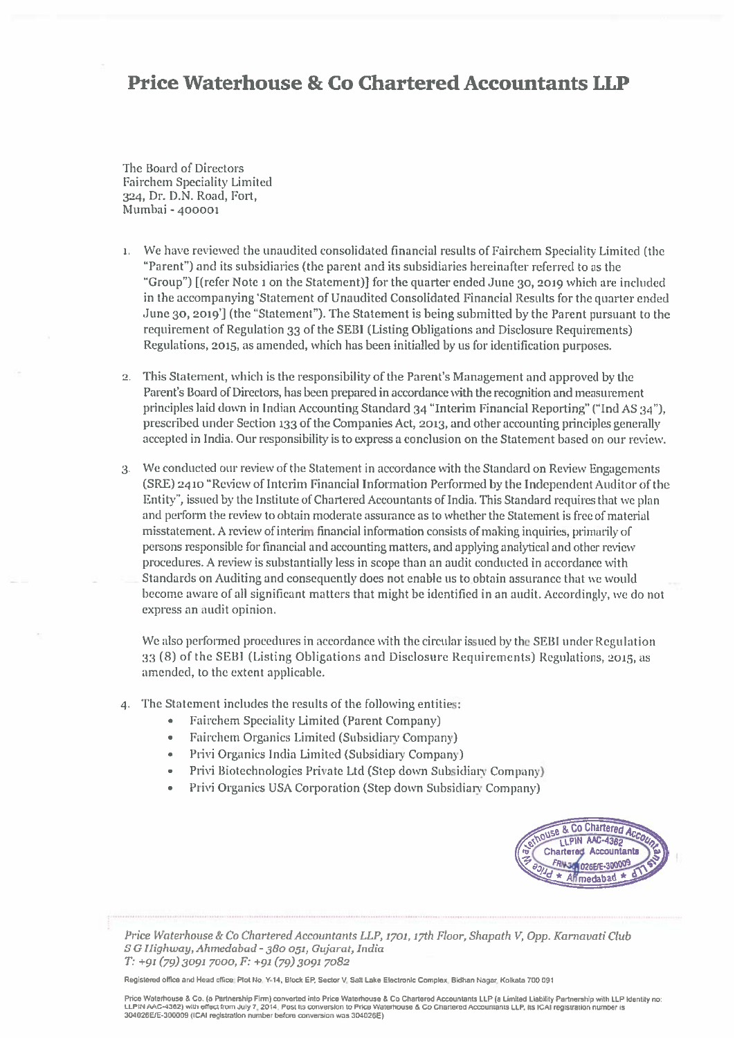# Price Waterhouse & Co Chartered Accountants LLP

The Board of Directors
Fairchem Speciality Limited
324, Dr. D.N. Road, Fort,
Mumbai - 400001

1. We have reviewed the unaudited consolidated financial results of Fairchem Speciality Limited (the "Parent") and its subsidiaries (the parent and its subsidiaries hereinafter referred to as the "Group") [(refer Note 1 on the Statement)] for the quarter ended June 30, 2019 which are included in the accompanying 'Statement of Unaudited Consolidated Financial Results for the quarter ended June 30, 2019'] (the "Statement"). The Statement is being submitted by the Parent pursuant to the requirement of Regulation 33 of the SEBI (Listing Obligations and Disclosure Requirements) Regulations, 2015, as amended, which has been initialled by us for identification purposes.

2. This Statement, which is the responsibility of the Parent's Management and approved by the Parent's Board of Directors, has been prepared in accordance with the recognition and measurement principles laid down in Indian Accounting Standard 34 "Interim Financial Reporting" ("Ind AS 34"), prescribed under Section 133 of the Companies Act, 2013, and other accounting principles generally accepted in India. Our responsibility is to express a conclusion on the Statement based on our review.

3. We conducted our review of the Statement in accordance with the Standard on Review Engagements (SRE) 2410 "Review of Interim Financial Information Performed by the Independent Auditor of the Entity", issued by the Institute of Chartered Accountants of India. This Standard requires that we plan and perform the review to obtain moderate assurance as to whether the Statement is free of material misstatement. A review of interim financial information consists of making inquiries, primarily of persons responsible for financial and accounting matters, and applying analytical and other review procedures. A review is substantially less in scope than an audit conducted in accordance with Standards on Auditing and consequently does not enable us to obtain assurance that we would become aware of all significant matters that might be identified in an audit. Accordingly, we do not express an audit opinion.

   We also performed procedures in accordance with the circular issued by the SEBI under Regulation 33 (8) of the SEBI (Listing Obligations and Disclosure Requirements) Regulations, 2015, as amended, to the extent applicable.

4. The Statement includes the results of the following entities:
   - Fairchem Speciality Limited (Parent Company)
   - Fairchem Organics Limited (Subsidiary Company)
   - Privi Organics India Limited (Subsidiary Company)
   - Privi Biotechnologies Private Ltd (Step down Subsidiary Company)
   - Privi Organics USA Corporation (Step down Subsidiary Company)

*Price Waterhouse & Co Chartered Accountants LLP, 1701, 17th Floor, Shapath V, Opp. Karnavati Club S G Highway, Ahmedabad - 380 051, Gujarat, India*
*T: +91 (79) 3091 7000, F: +91 (79) 3091 7082*

Registered office and Head office: Plot No. Y-14, Block EP, Sector V, Salt Lake Electronic Complex, Bidhan Nagar, Kolkata 700 091

Price Waterhouse & Co. (a Partnership Firm) converted into Price Waterhouse & Co Chartered Accountants LLP (a Limited Liability Partnership with LLP identity no: LLPIN AAC-4362) with effect from July 7, 2014. Post its conversion to Price Waterhouse & Co Chartered Accountants LLP, its ICAI registration number is 304026E/E-300009 (ICAI registration number before conversion was 304026E)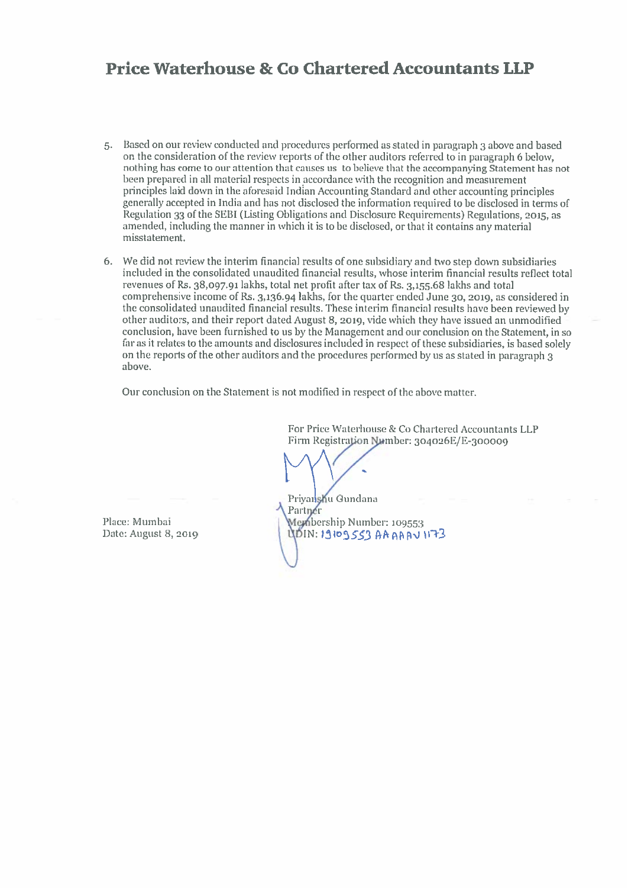# Price Waterhouse & Co Chartered Accountants LLP

5. Based on our review conducted and procedures performed as stated in paragraph 3 above and based on the consideration of the review reports of the other auditors referred to in paragraph 6 below, nothing has come to our attention that causes us to believe that the accompanying Statement has not been prepared in all material respects in accordance with the recognition and measurement principles laid down in the aforesaid Indian Accounting Standard and other accounting principles generally accepted in India and has not disclosed the information required to be disclosed in terms of Regulation 33 of the SEBI (Listing Obligations and Disclosure Requirements) Regulations, 2015, as amended, including the manner in which it is to be disclosed, or that it contains any material misstatement.

6. We did not review the interim financial results of one subsidiary and two step down subsidiaries included in the consolidated unaudited financial results, whose interim financial results reflect total revenues of Rs. 38,097.91 lakhs, total net profit after tax of Rs. 3,155.68 lakhs and total comprehensive income of Rs. 3,136.94 lakhs, for the quarter ended June 30, 2019, as considered in the consolidated unaudited financial results. These interim financial results have been reviewed by other auditors, and their report dated August 8, 2019, vide which they have issued an unmodified conclusion, have been furnished to us by the Management and our conclusion on the Statement, in so far as it relates to the amounts and disclosures included in respect of these subsidiaries, is based solely on the reports of the other auditors and the procedures performed by us as stated in paragraph 3 above.

Our conclusion on the Statement is not modified in respect of the above matter.

For Price Waterhouse & Co Chartered Accountants LLP
Firm Registration Number: 304026E/E-300009

Priyanshu Gundana
Partner
Membership Number: 109553
UDIN: 19109553AAAAAV1173

Place: Mumbai
Date: August 8, 2019